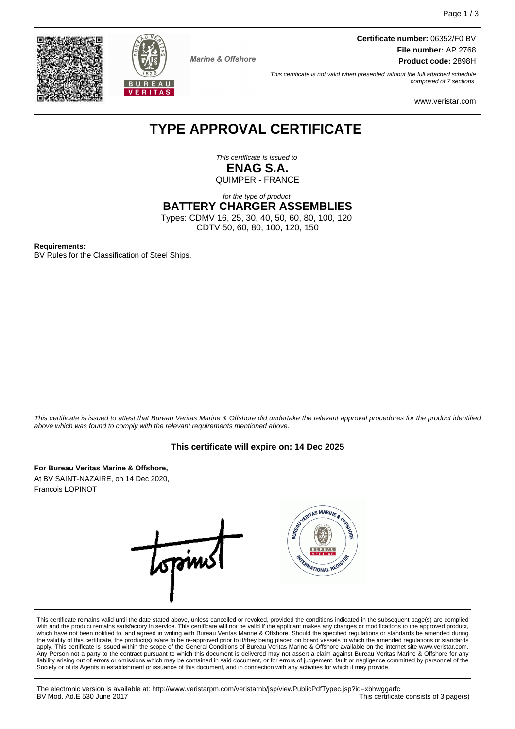**Certificate number:** 06352/F0 BV
**File number:** AP 2768
**Product code:** 2898H

Marine & Offshore

*This certificate is not valid when presented without the full attached schedule composed of 7 sections*

www.veristar.com

# TYPE APPROVAL CERTIFICATE

*This certificate is issued to*
**ENAG S.A.**
QUIMPER - FRANCE

*for the type of product*
**BATTERY CHARGER ASSEMBLIES**
Types: CDMV 16, 25, 30, 40, 50, 60, 80, 100, 120
CDTV 50, 60, 80, 100, 120, 150

**Requirements:**
BV Rules for the Classification of Steel Ships.

*This certificate is issued to attest that Bureau Veritas Marine & Offshore did undertake the relevant approval procedures for the product identified above which was found to comply with the relevant requirements mentioned above.*

**This certificate will expire on: 14 Dec 2025**

**For Bureau Veritas Marine & Offshore,**
At BV SAINT-NAZAIRE, on 14 Dec 2020,
Francois LOPINOT

This certificate remains valid until the date stated above, unless cancelled or revoked, provided the conditions indicated in the subsequent page(s) are complied with and the product remains satisfactory in service. This certificate will not be valid if the applicant makes any changes or modifications to the approved product, which have not been notified to, and agreed in writing with Bureau Veritas Marine & Offshore. Should the specified regulations or standards be amended during the validity of this certificate, the product(s) is/are to be re-approved prior to it/they being placed on board vessels to which the amended regulations or standards apply. This certificate is issued within the scope of the General Conditions of Bureau Veritas Marine & Offshore available on the internet site www.veristar.com. Any Person not a party to the contract pursuant to which this document is delivered may not assert a claim against Bureau Veritas Marine & Offshore for any liability arising out of errors or omissions which may be contained in said document, or for errors of judgement, fault or negligence committed by personnel of the Society or of its Agents in establishment or issuance of this document, and in connection with any activities for which it may provide.

The electronic version is available at: http://www.veristarpm.com/veristarnb/jsp/viewPublicPdfTypec.jsp?id=xbhwggarfc
BV Mod. Ad.E 530 June 2017 — This certificate consists of 3 page(s)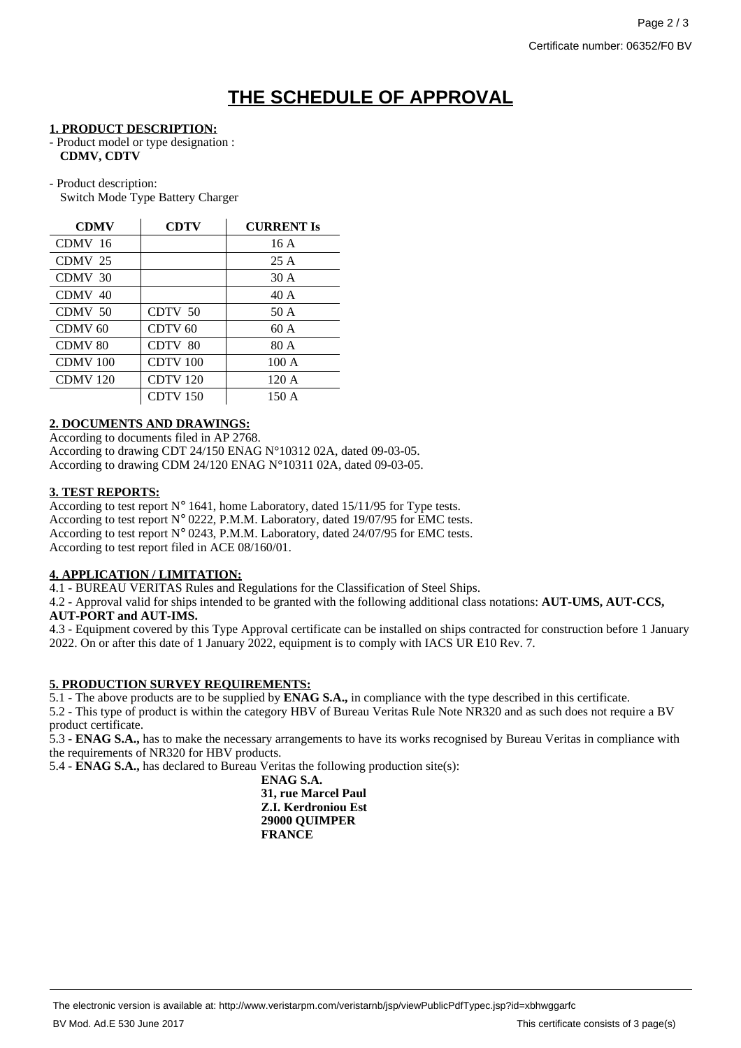# THE SCHEDULE OF APPROVAL

**1. PRODUCT DESCRIPTION:**

- Product model or type designation :
  **CDMV, CDTV**

- Product description:
  Switch Mode Type Battery Charger

| CDMV | CDTV | CURRENT Is |
|---|---|---|
| CDMV 16 | | 16 A |
| CDMV 25 | | 25 A |
| CDMV 30 | | 30 A |
| CDMV 40 | | 40 A |
| CDMV 50 | CDTV 50 | 50 A |
| CDMV 60 | CDTV 60 | 60 A |
| CDMV 80 | CDTV 80 | 80 A |
| CDMV 100 | CDTV 100 | 100 A |
| CDMV 120 | CDTV 120 | 120 A |
| | CDTV 150 | 150 A |

**2. DOCUMENTS AND DRAWINGS:**

According to documents filed in AP 2768.
According to drawing CDT 24/150 ENAG N°10312 02A, dated 09-03-05.
According to drawing CDM 24/120 ENAG N°10311 02A, dated 09-03-05.

**3. TEST REPORTS:**

According to test report N° 1641, home Laboratory, dated 15/11/95 for Type tests.
According to test report N° 0222, P.M.M. Laboratory, dated 19/07/95 for EMC tests.
According to test report N° 0243, P.M.M. Laboratory, dated 24/07/95 for EMC tests.
According to test report filed in ACE 08/160/01.

**4. APPLICATION / LIMITATION:**

4.1 - BUREAU VERITAS Rules and Regulations for the Classification of Steel Ships.

4.2 - Approval valid for ships intended to be granted with the following additional class notations: **AUT-UMS, AUT-CCS, AUT-PORT and AUT-IMS.**

4.3 - Equipment covered by this Type Approval certificate can be installed on ships contracted for construction before 1 January 2022. On or after this date of 1 January 2022, equipment is to comply with IACS UR E10 Rev. 7.

**5. PRODUCTION SURVEY REQUIREMENTS:**

5.1 - The above products are to be supplied by **ENAG S.A.,** in compliance with the type described in this certificate.

5.2 - This type of product is within the category HBV of Bureau Veritas Rule Note NR320 and as such does not require a BV product certificate.

5.3 - **ENAG S.A.,** has to make the necessary arrangements to have its works recognised by Bureau Veritas in compliance with the requirements of NR320 for HBV products.

5.4 - **ENAG S.A.,** has declared to Bureau Veritas the following production site(s):

**ENAG S.A.**
**31, rue Marcel Paul**
**Z.I. Kerdroniou Est**
**29000 QUIMPER**
**FRANCE**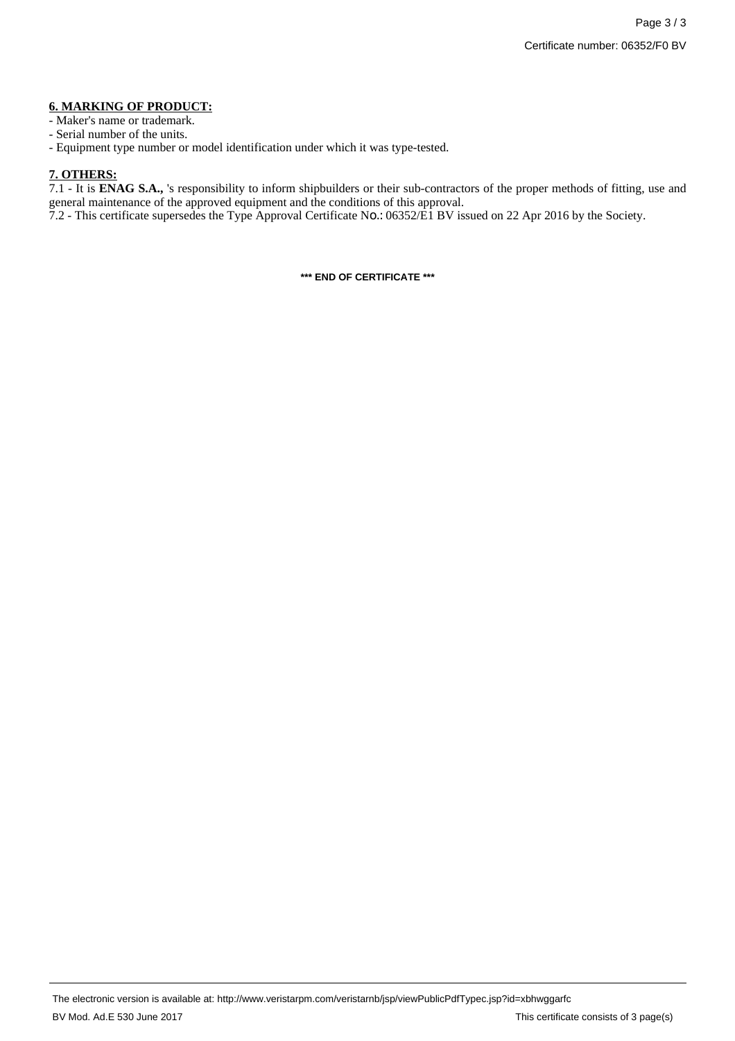## 6. MARKING OF PRODUCT:

- Maker's name or trademark.
- Serial number of the units.
- Equipment type number or model identification under which it was type-tested.

## 7. OTHERS:

7.1 - It is **ENAG S.A.,** 's responsibility to inform shipbuilders or their sub-contractors of the proper methods of fitting, use and general maintenance of the approved equipment and the conditions of this approval.

7.2 - This certificate supersedes the Type Approval Certificate No.: 06352/E1 BV issued on 22 Apr 2016 by the Society.

**\*\*\* END OF CERTIFICATE \*\*\***

The electronic version is available at: http://www.veristarpm.com/veristarnb/jsp/viewPublicPdfTypec.jsp?id=xbhwggarfc

BV Mod. Ad.E 530 June 2017

This certificate consists of 3 page(s)